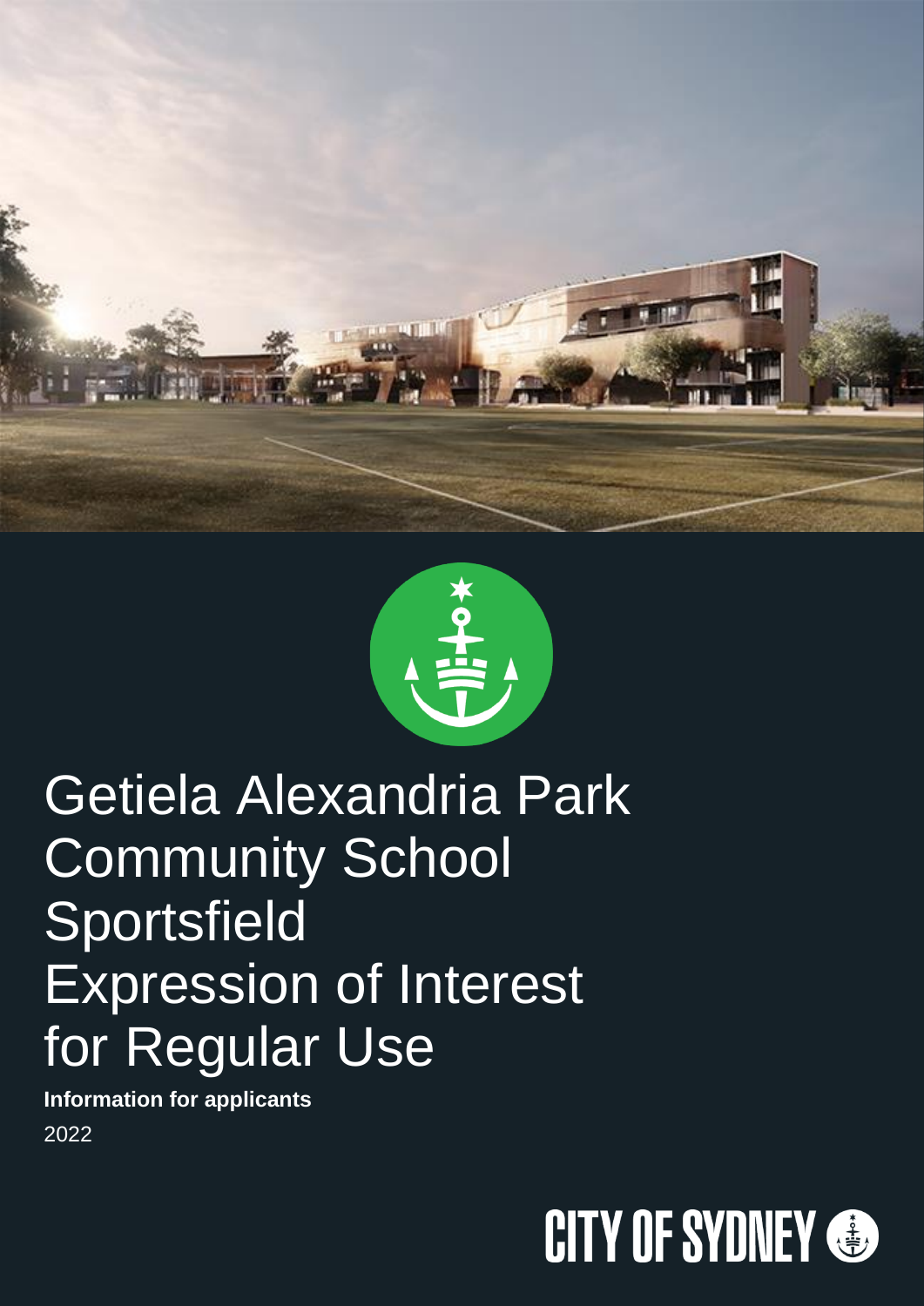# Getiela Alexandria Park Community School Sportsfield Expression of Interest for Regular Use

**Information for applicants**

2022

CITY OF SYDNEY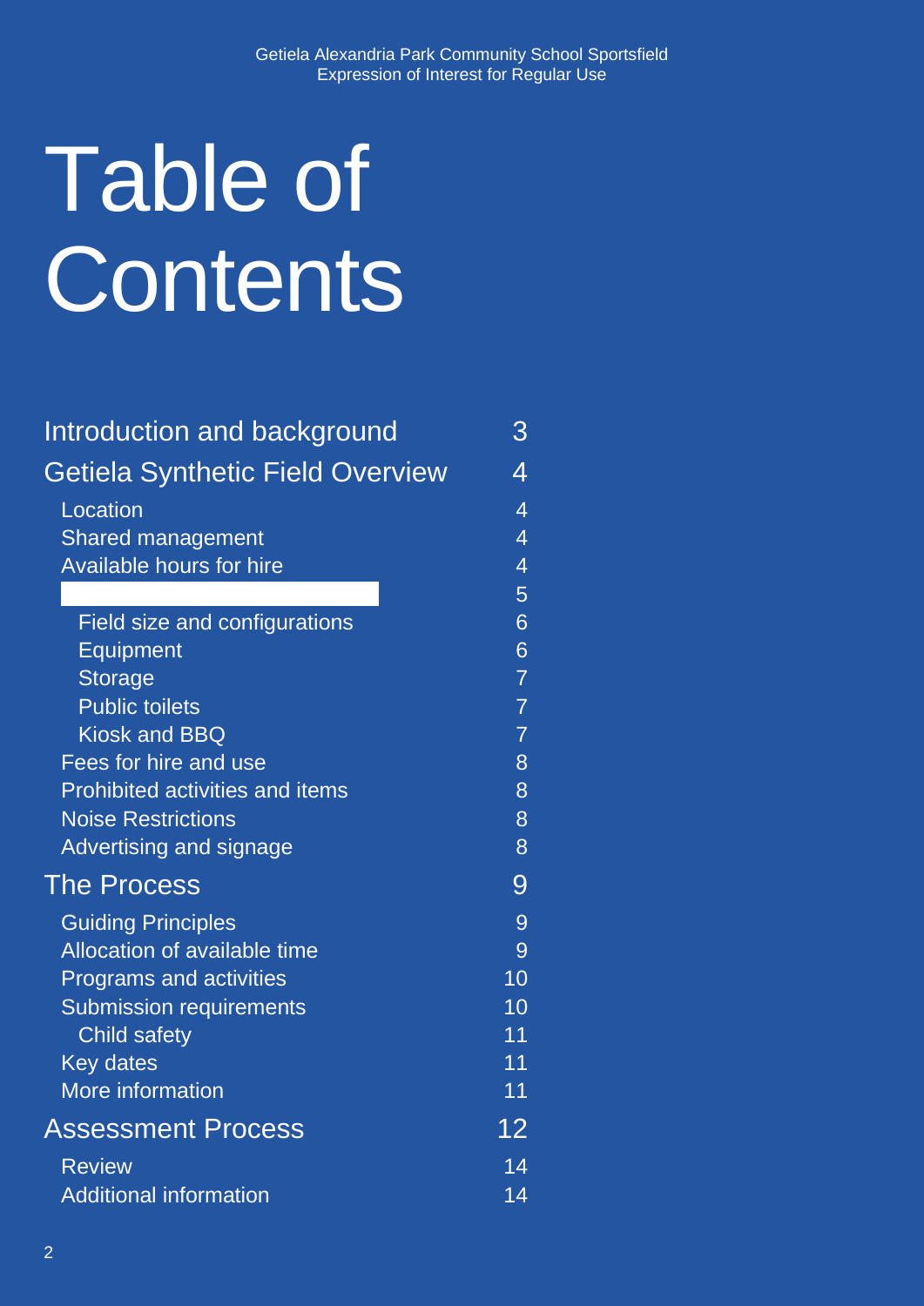# Table of Contents

| | |
|---|---|
| Introduction and background | 3 |
| Getiela Synthetic Field Overview | 4 |
| Location | 4 |
| Shared management | 4 |
| Available hours for hire | 4 |
| | 5 |
| Field size and configurations | 6 |
| Equipment | 6 |
| Storage | 7 |
| Public toilets | 7 |
| Kiosk and BBQ | 7 |
| Fees for hire and use | 8 |
| Prohibited activities and items | 8 |
| Noise Restrictions | 8 |
| Advertising and signage | 8 |
| The Process | 9 |
| Guiding Principles | 9 |
| Allocation of available time | 9 |
| Programs and activities | 10 |
| Submission requirements | 10 |
| Child safety | 11 |
| Key dates | 11 |
| More information | 11 |
| Assessment Process | 12 |
| Review | 14 |
| Additional information | 14 |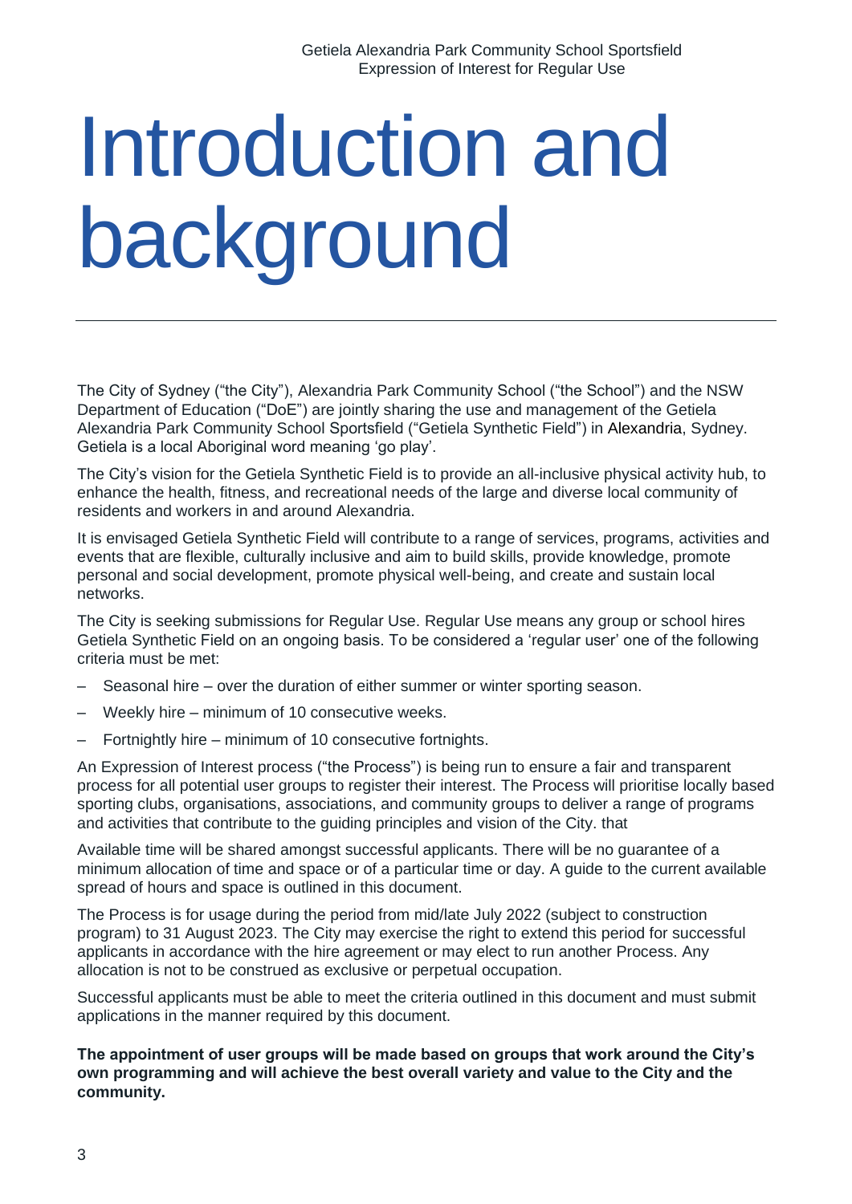# Introduction and background

The City of Sydney ("the City"), Alexandria Park Community School ("the School") and the NSW Department of Education ("DoE") are jointly sharing the use and management of the Getiela Alexandria Park Community School Sportsfield ("Getiela Synthetic Field") in Alexandria, Sydney. Getiela is a local Aboriginal word meaning 'go play'.

The City's vision for the Getiela Synthetic Field is to provide an all-inclusive physical activity hub, to enhance the health, fitness, and recreational needs of the large and diverse local community of residents and workers in and around Alexandria.

It is envisaged Getiela Synthetic Field will contribute to a range of services, programs, activities and events that are flexible, culturally inclusive and aim to build skills, provide knowledge, promote personal and social development, promote physical well-being, and create and sustain local networks.

The City is seeking submissions for Regular Use. Regular Use means any group or school hires Getiela Synthetic Field on an ongoing basis. To be considered a 'regular user' one of the following criteria must be met:

- Seasonal hire – over the duration of either summer or winter sporting season.
- Weekly hire – minimum of 10 consecutive weeks.
- Fortnightly hire – minimum of 10 consecutive fortnights.

An Expression of Interest process ("the Process") is being run to ensure a fair and transparent process for all potential user groups to register their interest. The Process will prioritise locally based sporting clubs, organisations, associations, and community groups to deliver a range of programs and activities that contribute to the guiding principles and vision of the City. that

Available time will be shared amongst successful applicants. There will be no guarantee of a minimum allocation of time and space or of a particular time or day. A guide to the current available spread of hours and space is outlined in this document.

The Process is for usage during the period from mid/late July 2022 (subject to construction program) to 31 August 2023. The City may exercise the right to extend this period for successful applicants in accordance with the hire agreement or may elect to run another Process. Any allocation is not to be construed as exclusive or perpetual occupation.

Successful applicants must be able to meet the criteria outlined in this document and must submit applications in the manner required by this document.

**The appointment of user groups will be made based on groups that work around the City's own programming and will achieve the best overall variety and value to the City and the community.**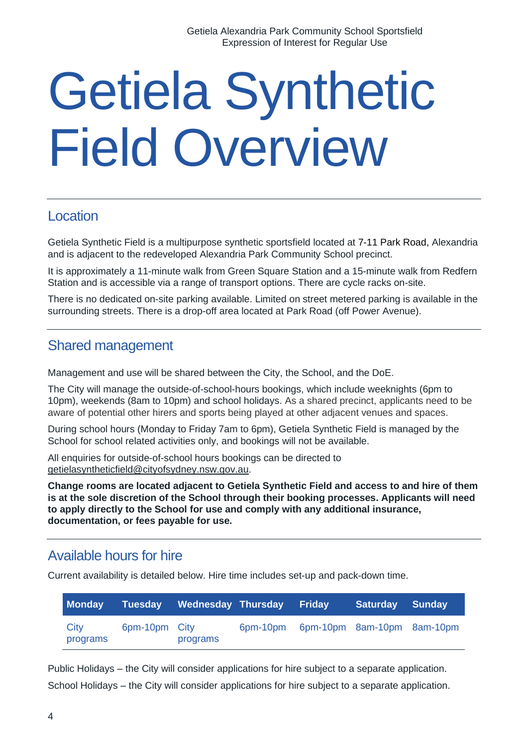# Getiela Synthetic Field Overview

## Location

Getiela Synthetic Field is a multipurpose synthetic sportsfield located at 7-11 Park Road, Alexandria and is adjacent to the redeveloped Alexandria Park Community School precinct.

It is approximately a 11-minute walk from Green Square Station and a 15-minute walk from Redfern Station and is accessible via a range of transport options. There are cycle racks on-site.

There is no dedicated on-site parking available. Limited on street metered parking is available in the surrounding streets. There is a drop-off area located at Park Road (off Power Avenue).

## Shared management

Management and use will be shared between the City, the School, and the DoE.

The City will manage the outside-of-school-hours bookings, which include weeknights (6pm to 10pm), weekends (8am to 10pm) and school holidays. As a shared precinct, applicants need to be aware of potential other hirers and sports being played at other adjacent venues and spaces.

During school hours (Monday to Friday 7am to 6pm), Getiela Synthetic Field is managed by the School for school related activities only, and bookings will not be available.

All enquiries for outside-of-school hours bookings can be directed to getielasyntheticfield@cityofsydney.nsw.gov.au.

**Change rooms are located adjacent to Getiela Synthetic Field and access to and hire of them is at the sole discretion of the School through their booking processes. Applicants will need to apply directly to the School for use and comply with any additional insurance, documentation, or fees payable for use.**

## Available hours for hire

Current availability is detailed below. Hire time includes set-up and pack-down time.

| Monday | Tuesday | Wednesday | Thursday | Friday | Saturday | Sunday |
|---|---|---|---|---|---|---|
| City programs | 6pm-10pm | City programs | 6pm-10pm | 6pm-10pm | 8am-10pm | 8am-10pm |

Public Holidays – the City will consider applications for hire subject to a separate application.

School Holidays – the City will consider applications for hire subject to a separate application.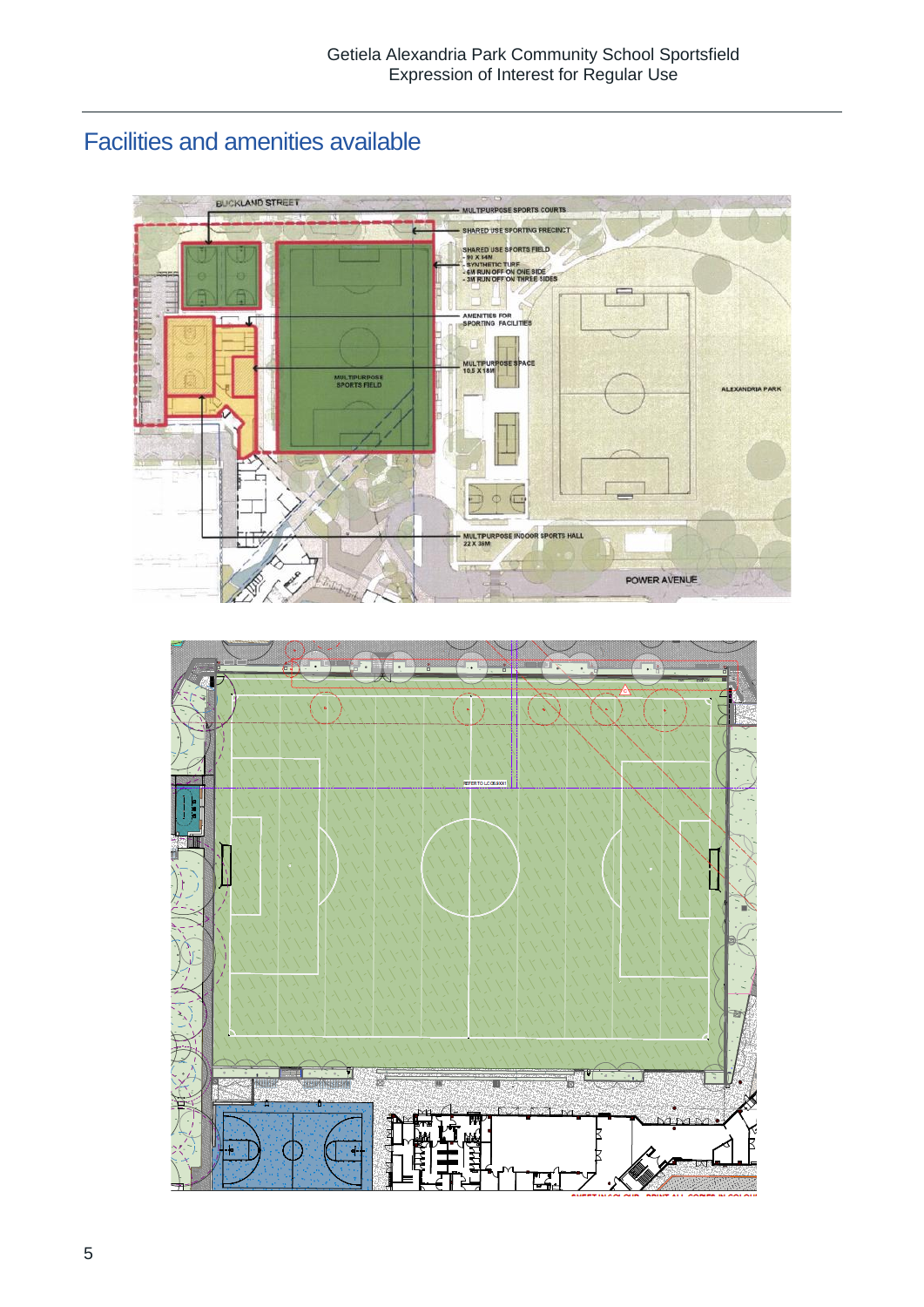## Facilities and amenities available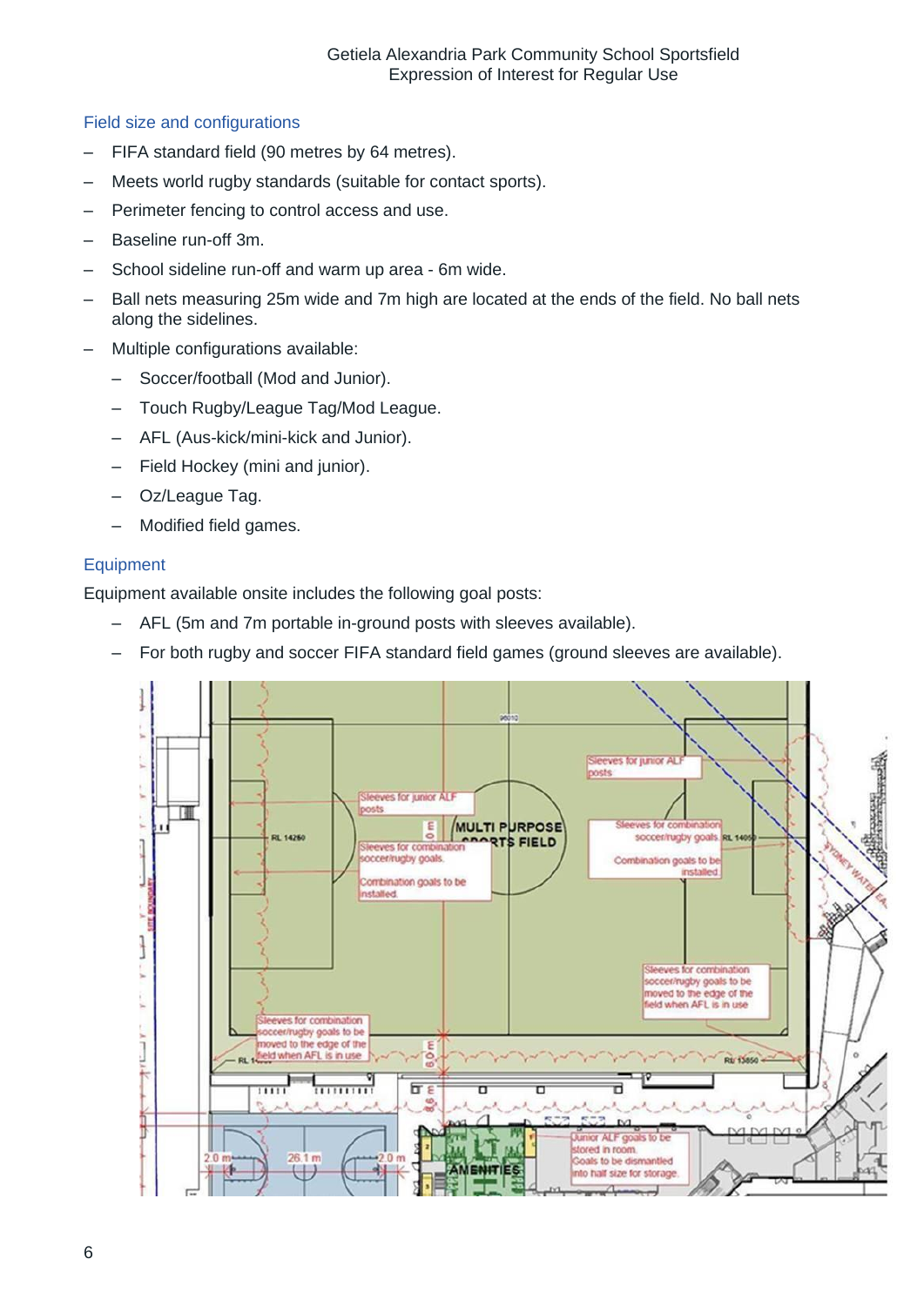## Field size and configurations

- FIFA standard field (90 metres by 64 metres).
- Meets world rugby standards (suitable for contact sports).
- Perimeter fencing to control access and use.
- Baseline run-off 3m.
- School sideline run-off and warm up area - 6m wide.
- Ball nets measuring 25m wide and 7m high are located at the ends of the field. No ball nets along the sidelines.
- Multiple configurations available:
  - Soccer/football (Mod and Junior).
  - Touch Rugby/League Tag/Mod League.
  - AFL (Aus-kick/mini-kick and Junior).
  - Field Hockey (mini and junior).
  - Oz/League Tag.
  - Modified field games.

## Equipment

Equipment available onsite includes the following goal posts:

- AFL (5m and 7m portable in-ground posts with sleeves available).
- For both rugby and soccer FIFA standard field games (ground sleeves are available).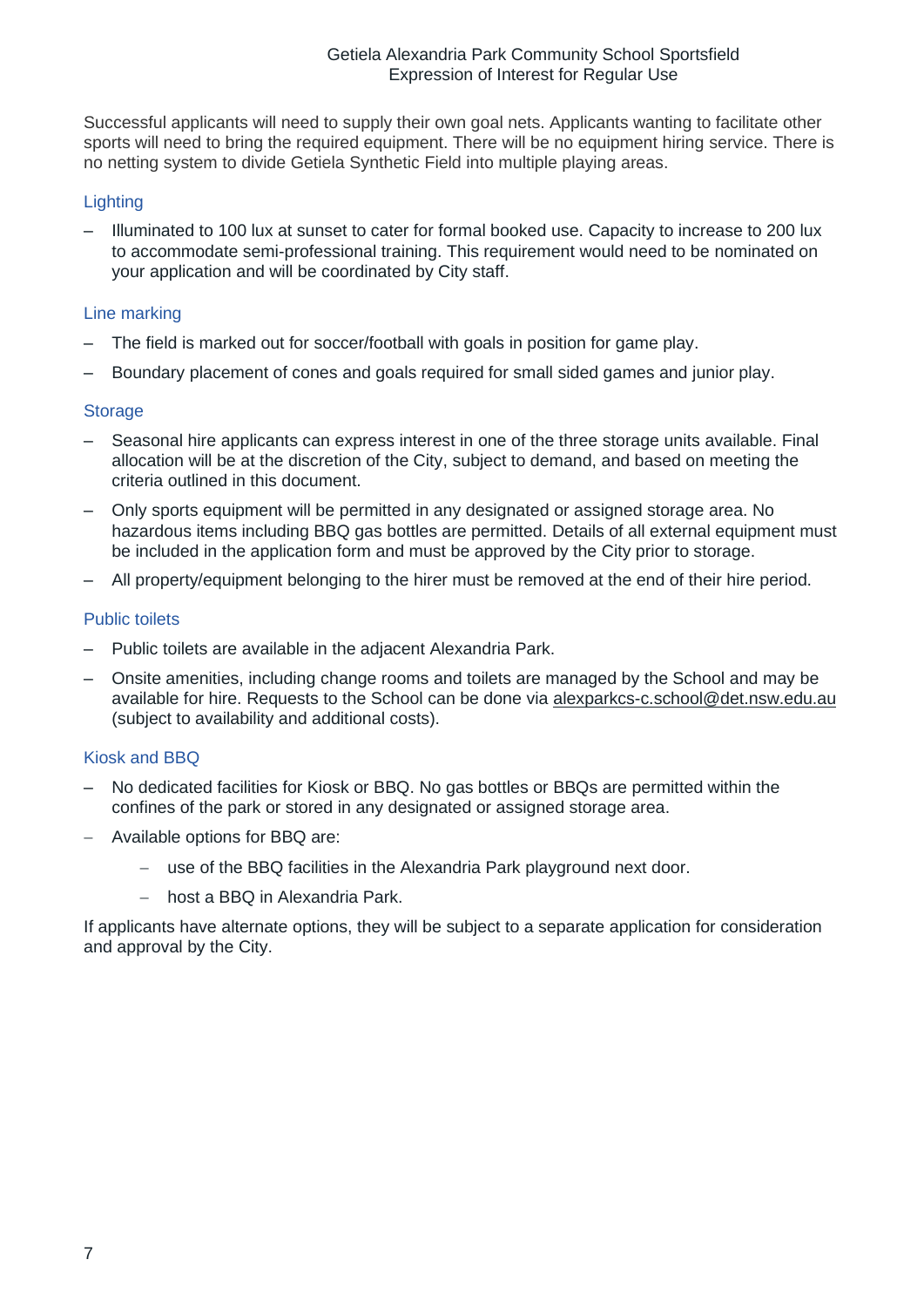Successful applicants will need to supply their own goal nets. Applicants wanting to facilitate other sports will need to bring the required equipment. There will be no equipment hiring service. There is no netting system to divide Getiela Synthetic Field into multiple playing areas.

### Lighting

- Illuminated to 100 lux at sunset to cater for formal booked use. Capacity to increase to 200 lux to accommodate semi-professional training. This requirement would need to be nominated on your application and will be coordinated by City staff.

### Line marking

- The field is marked out for soccer/football with goals in position for game play.
- Boundary placement of cones and goals required for small sided games and junior play.

### Storage

- Seasonal hire applicants can express interest in one of the three storage units available. Final allocation will be at the discretion of the City, subject to demand, and based on meeting the criteria outlined in this document.
- Only sports equipment will be permitted in any designated or assigned storage area. No hazardous items including BBQ gas bottles are permitted. Details of all external equipment must be included in the application form and must be approved by the City prior to storage.
- All property/equipment belonging to the hirer must be removed at the end of their hire period.

### Public toilets

- Public toilets are available in the adjacent Alexandria Park.
- Onsite amenities, including change rooms and toilets are managed by the School and may be available for hire. Requests to the School can be done via alexparkcs-c.school@det.nsw.edu.au (subject to availability and additional costs).

### Kiosk and BBQ

- No dedicated facilities for Kiosk or BBQ. No gas bottles or BBQs are permitted within the confines of the park or stored in any designated or assigned storage area.
- Available options for BBQ are:
  - use of the BBQ facilities in the Alexandria Park playground next door.
  - host a BBQ in Alexandria Park.

If applicants have alternate options, they will be subject to a separate application for consideration and approval by the City.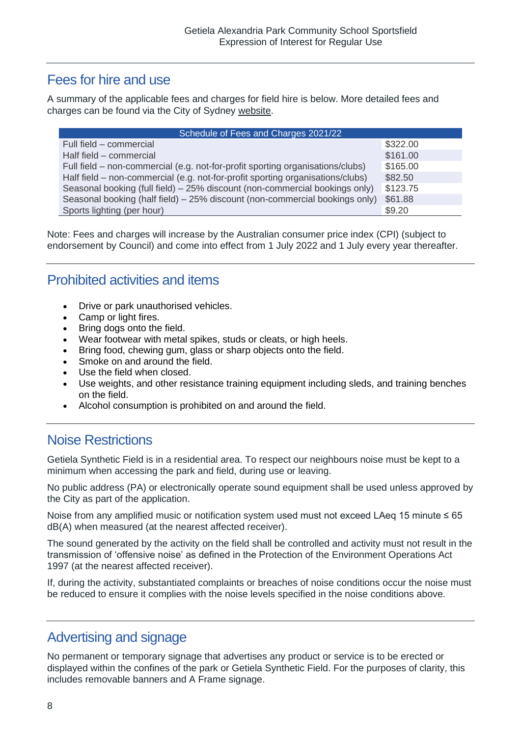## Fees for hire and use

A summary of the applicable fees and charges for field hire is below. More detailed fees and charges can be found via the City of Sydney website.

| Schedule of Fees and Charges 2021/22 | |
| --- | --- |
| Full field – commercial | $322.00 |
| Half field – commercial | $161.00 |
| Full field – non-commercial (e.g. not-for-profit sporting organisations/clubs) | $165.00 |
| Half field – non-commercial (e.g. not-for-profit sporting organisations/clubs) | $82.50 |
| Seasonal booking (full field) – 25% discount (non-commercial bookings only) | $123.75 |
| Seasonal booking (half field) – 25% discount (non-commercial bookings only) | $61.88 |
| Sports lighting (per hour) | $9.20 |

Note: Fees and charges will increase by the Australian consumer price index (CPI) (subject to endorsement by Council) and come into effect from 1 July 2022 and 1 July every year thereafter.

## Prohibited activities and items

- Drive or park unauthorised vehicles.
- Camp or light fires.
- Bring dogs onto the field.
- Wear footwear with metal spikes, studs or cleats, or high heels.
- Bring food, chewing gum, glass or sharp objects onto the field.
- Smoke on and around the field.
- Use the field when closed.
- Use weights, and other resistance training equipment including sleds, and training benches on the field.
- Alcohol consumption is prohibited on and around the field.

## Noise Restrictions

Getiela Synthetic Field is in a residential area. To respect our neighbours noise must be kept to a minimum when accessing the park and field, during use or leaving.

No public address (PA) or electronically operate sound equipment shall be used unless approved by the City as part of the application.

Noise from any amplified music or notification system used must not exceed LAeq 15 minute ≤ 65 dB(A) when measured (at the nearest affected receiver).

The sound generated by the activity on the field shall be controlled and activity must not result in the transmission of 'offensive noise' as defined in the Protection of the Environment Operations Act 1997 (at the nearest affected receiver).

If, during the activity, substantiated complaints or breaches of noise conditions occur the noise must be reduced to ensure it complies with the noise levels specified in the noise conditions above.

## Advertising and signage

No permanent or temporary signage that advertises any product or service is to be erected or displayed within the confines of the park or Getiela Synthetic Field. For the purposes of clarity, this includes removable banners and A Frame signage.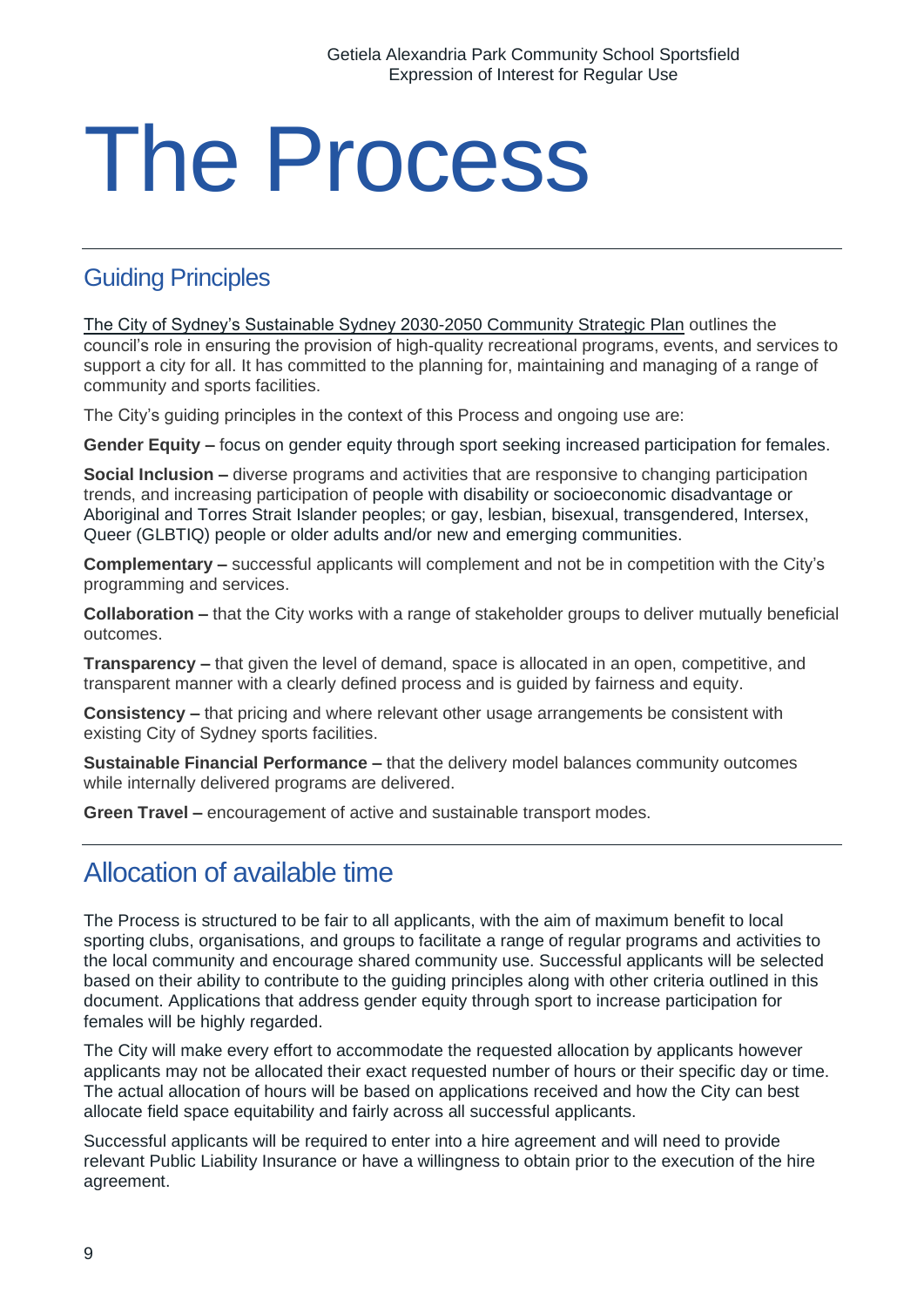# The Process

## Guiding Principles

The City of Sydney's Sustainable Sydney 2030-2050 Community Strategic Plan outlines the council's role in ensuring the provision of high-quality recreational programs, events, and services to support a city for all. It has committed to the planning for, maintaining and managing of a range of community and sports facilities.

The City's guiding principles in the context of this Process and ongoing use are:

**Gender Equity –** focus on gender equity through sport seeking increased participation for females.

**Social Inclusion –** diverse programs and activities that are responsive to changing participation trends, and increasing participation of people with disability or socioeconomic disadvantage or Aboriginal and Torres Strait Islander peoples; or gay, lesbian, bisexual, transgendered, Intersex, Queer (GLBTIQ) people or older adults and/or new and emerging communities.

**Complementary –** successful applicants will complement and not be in competition with the City's programming and services.

**Collaboration –** that the City works with a range of stakeholder groups to deliver mutually beneficial outcomes.

**Transparency –** that given the level of demand, space is allocated in an open, competitive, and transparent manner with a clearly defined process and is guided by fairness and equity.

**Consistency –** that pricing and where relevant other usage arrangements be consistent with existing City of Sydney sports facilities.

**Sustainable Financial Performance –** that the delivery model balances community outcomes while internally delivered programs are delivered.

**Green Travel –** encouragement of active and sustainable transport modes.

## Allocation of available time

The Process is structured to be fair to all applicants, with the aim of maximum benefit to local sporting clubs, organisations, and groups to facilitate a range of regular programs and activities to the local community and encourage shared community use. Successful applicants will be selected based on their ability to contribute to the guiding principles along with other criteria outlined in this document. Applications that address gender equity through sport to increase participation for females will be highly regarded.

The City will make every effort to accommodate the requested allocation by applicants however applicants may not be allocated their exact requested number of hours or their specific day or time. The actual allocation of hours will be based on applications received and how the City can best allocate field space equitability and fairly across all successful applicants.

Successful applicants will be required to enter into a hire agreement and will need to provide relevant Public Liability Insurance or have a willingness to obtain prior to the execution of the hire agreement.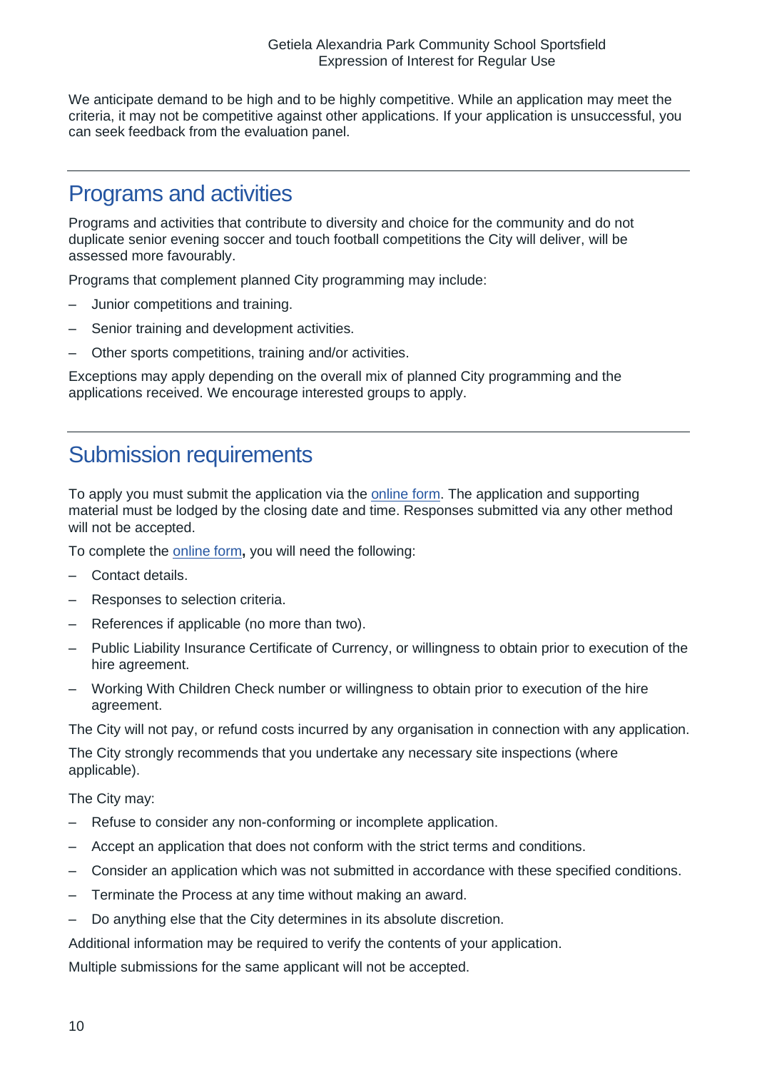We anticipate demand to be high and to be highly competitive. While an application may meet the criteria, it may not be competitive against other applications. If your application is unsuccessful, you can seek feedback from the evaluation panel.

## Programs and activities

Programs and activities that contribute to diversity and choice for the community and do not duplicate senior evening soccer and touch football competitions the City will deliver, will be assessed more favourably.

Programs that complement planned City programming may include:

- Junior competitions and training.
- Senior training and development activities.
- Other sports competitions, training and/or activities.

Exceptions may apply depending on the overall mix of planned City programming and the applications received. We encourage interested groups to apply.

## Submission requirements

To apply you must submit the application via the [online form](). The application and supporting material must be lodged by the closing date and time. Responses submitted via any other method will not be accepted.

To complete the [online form](), you will need the following:

- Contact details.
- Responses to selection criteria.
- References if applicable (no more than two).
- Public Liability Insurance Certificate of Currency, or willingness to obtain prior to execution of the hire agreement.
- Working With Children Check number or willingness to obtain prior to execution of the hire agreement.

The City will not pay, or refund costs incurred by any organisation in connection with any application.

The City strongly recommends that you undertake any necessary site inspections (where applicable).

The City may:

- Refuse to consider any non-conforming or incomplete application.
- Accept an application that does not conform with the strict terms and conditions.
- Consider an application which was not submitted in accordance with these specified conditions.
- Terminate the Process at any time without making an award.
- Do anything else that the City determines in its absolute discretion.

Additional information may be required to verify the contents of your application.

Multiple submissions for the same applicant will not be accepted.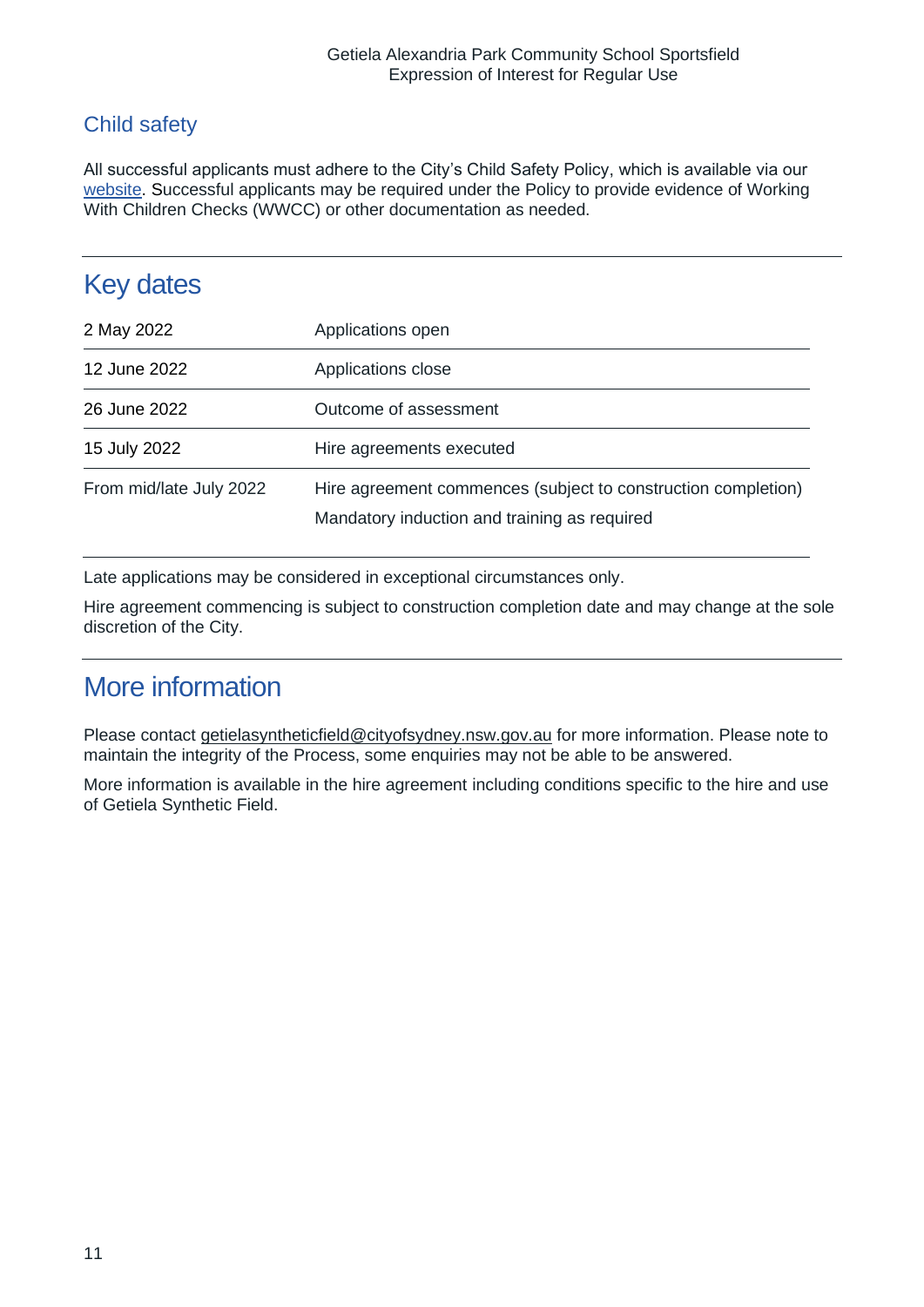## Child safety

All successful applicants must adhere to the City's Child Safety Policy, which is available via our [website](). Successful applicants may be required under the Policy to provide evidence of Working With Children Checks (WWCC) or other documentation as needed.

## Key dates

| Date | Milestone |
|---|---|
| 2 May 2022 | Applications open |
| 12 June 2022 | Applications close |
| 26 June 2022 | Outcome of assessment |
| 15 July 2022 | Hire agreements executed |
| From mid/late July 2022 | Hire agreement commences (subject to construction completion)<br>Mandatory induction and training as required |

Late applications may be considered in exceptional circumstances only.

Hire agreement commencing is subject to construction completion date and may change at the sole discretion of the City.

## More information

Please contact getielasyntheticfield@cityofsydney.nsw.gov.au for more information. Please note to maintain the integrity of the Process, some enquiries may not be able to be answered.

More information is available in the hire agreement including conditions specific to the hire and use of Getiela Synthetic Field.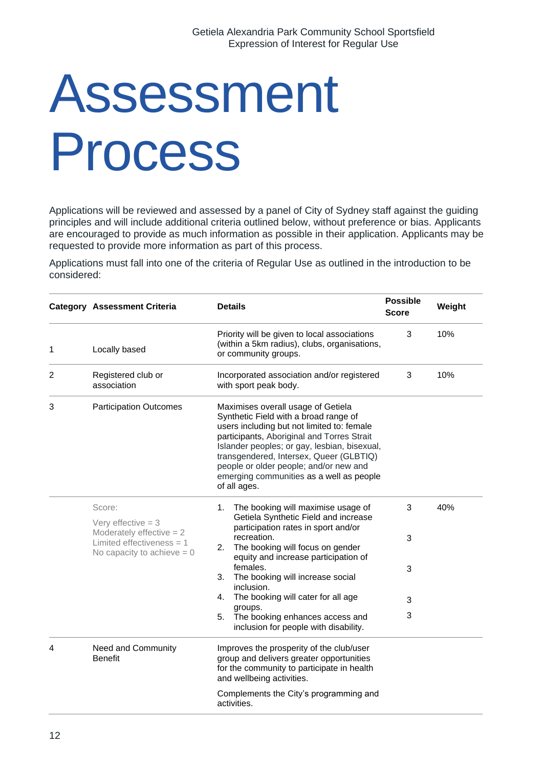# Assessment Process

Applications will be reviewed and assessed by a panel of City of Sydney staff against the guiding principles and will include additional criteria outlined below, without preference or bias. Applicants are encouraged to provide as much information as possible in their application. Applicants may be requested to provide more information as part of this process.

Applications must fall into one of the criteria of Regular Use as outlined in the introduction to be considered:

| Category | Assessment Criteria | Details | Possible Score | Weight |
|---|---|---|---|---|
| 1 | Locally based | Priority will be given to local associations (within a 5km radius), clubs, organisations, or community groups. | 3 | 10% |
| 2 | Registered club or association | Incorporated association and/or registered with sport peak body. | 3 | 10% |
| 3 | Participation Outcomes | Maximises overall usage of Getiela Synthetic Field with a broad range of users including but not limited to: female participants, Aboriginal and Torres Strait Islander peoples; or gay, lesbian, bisexual, transgendered, Intersex, Queer (GLBTIQ) people or older people; and/or new and emerging communities as a well as people of all ages. | | |
| | Score:<br>Very effective = 3<br>Moderately effective = 2<br>Limited effectiveness = 1<br>No capacity to achieve = 0 | 1. The booking will maximise usage of Getiela Synthetic Field and increase participation rates in sport and/or recreation.<br>2. The booking will focus on gender equity and increase participation of females.<br>3. The booking will increase social inclusion.<br>4. The booking will cater for all age groups.<br>5. The booking enhances access and inclusion for people with disability. | 3<br>3<br>3<br>3<br>3 | 40% |
| 4 | Need and Community Benefit | Improves the prosperity of the club/user group and delivers greater opportunities for the community to participate in health and wellbeing activities.<br><br>Complements the City's programming and activities. | | |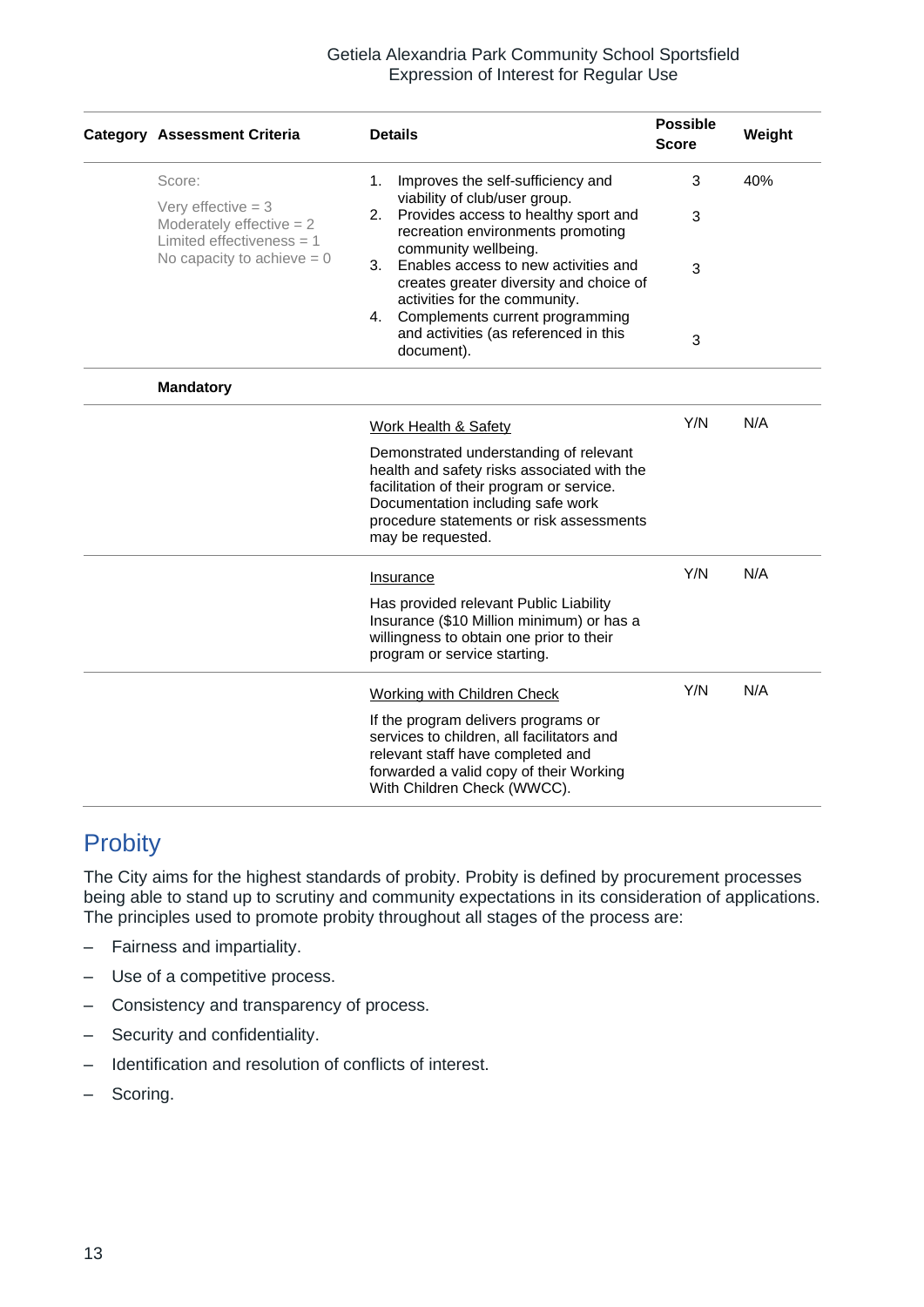| Category | Assessment Criteria | Details | Possible Score | Weight |
|---|---|---|---|---|
| | Score:<br>Very effective = 3<br>Moderately effective = 2<br>Limited effectiveness = 1<br>No capacity to achieve = 0 | 1. Improves the self-sufficiency and viability of club/user group.<br>2. Provides access to healthy sport and recreation environments promoting community wellbeing.<br>3. Enables access to new activities and creates greater diversity and choice of activities for the community.<br>4. Complements current programming and activities (as referenced in this document). | 3<br>3<br>3<br>3 | 40% |
| | **Mandatory** | | | |
| | | Work Health & Safety<br>Demonstrated understanding of relevant health and safety risks associated with the facilitation of their program or service. Documentation including safe work procedure statements or risk assessments may be requested. | Y/N | N/A |
| | | Insurance<br>Has provided relevant Public Liability Insurance ($10 Million minimum) or has a willingness to obtain one prior to their program or service starting. | Y/N | N/A |
| | | Working with Children Check<br>If the program delivers programs or services to children, all facilitators and relevant staff have completed and forwarded a valid copy of their Working With Children Check (WWCC). | Y/N | N/A |

## Probity

The City aims for the highest standards of probity. Probity is defined by procurement processes being able to stand up to scrutiny and community expectations in its consideration of applications. The principles used to promote probity throughout all stages of the process are:

- Fairness and impartiality.
- Use of a competitive process.
- Consistency and transparency of process.
- Security and confidentiality.
- Identification and resolution of conflicts of interest.
- Scoring.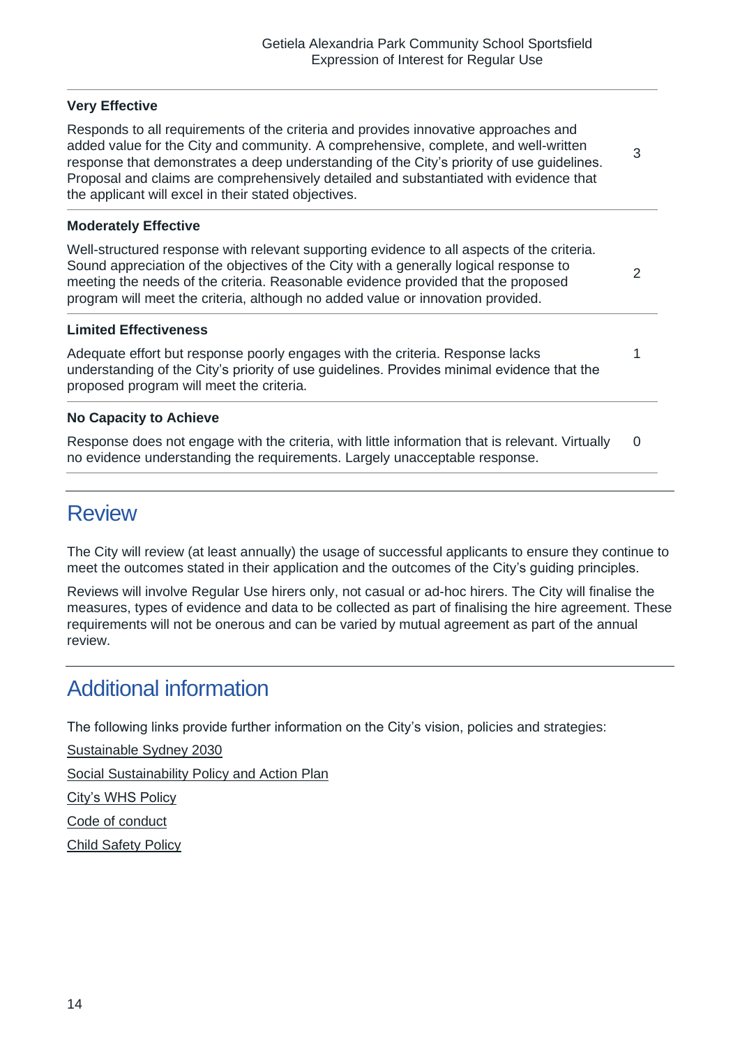| | |
|---|---|
| **Very Effective**<br>Responds to all requirements of the criteria and provides innovative approaches and added value for the City and community. A comprehensive, complete, and well-written response that demonstrates a deep understanding of the City's priority of use guidelines. Proposal and claims are comprehensively detailed and substantiated with evidence that the applicant will excel in their stated objectives. | 3 |
| **Moderately Effective**<br>Well-structured response with relevant supporting evidence to all aspects of the criteria. Sound appreciation of the objectives of the City with a generally logical response to meeting the needs of the criteria. Reasonable evidence provided that the proposed program will meet the criteria, although no added value or innovation provided. | 2 |
| **Limited Effectiveness**<br>Adequate effort but response poorly engages with the criteria. Response lacks understanding of the City's priority of use guidelines. Provides minimal evidence that the proposed program will meet the criteria. | 1 |
| **No Capacity to Achieve**<br>Response does not engage with the criteria, with little information that is relevant. Virtually no evidence understanding the requirements. Largely unacceptable response. | 0 |

## Review

The City will review (at least annually) the usage of successful applicants to ensure they continue to meet the outcomes stated in their application and the outcomes of the City's guiding principles.

Reviews will involve Regular Use hirers only, not casual or ad-hoc hirers. The City will finalise the measures, types of evidence and data to be collected as part of finalising the hire agreement. These requirements will not be onerous and can be varied by mutual agreement as part of the annual review.

## Additional information

The following links provide further information on the City's vision, policies and strategies:

Sustainable Sydney 2030

Social Sustainability Policy and Action Plan

City's WHS Policy

Code of conduct

Child Safety Policy